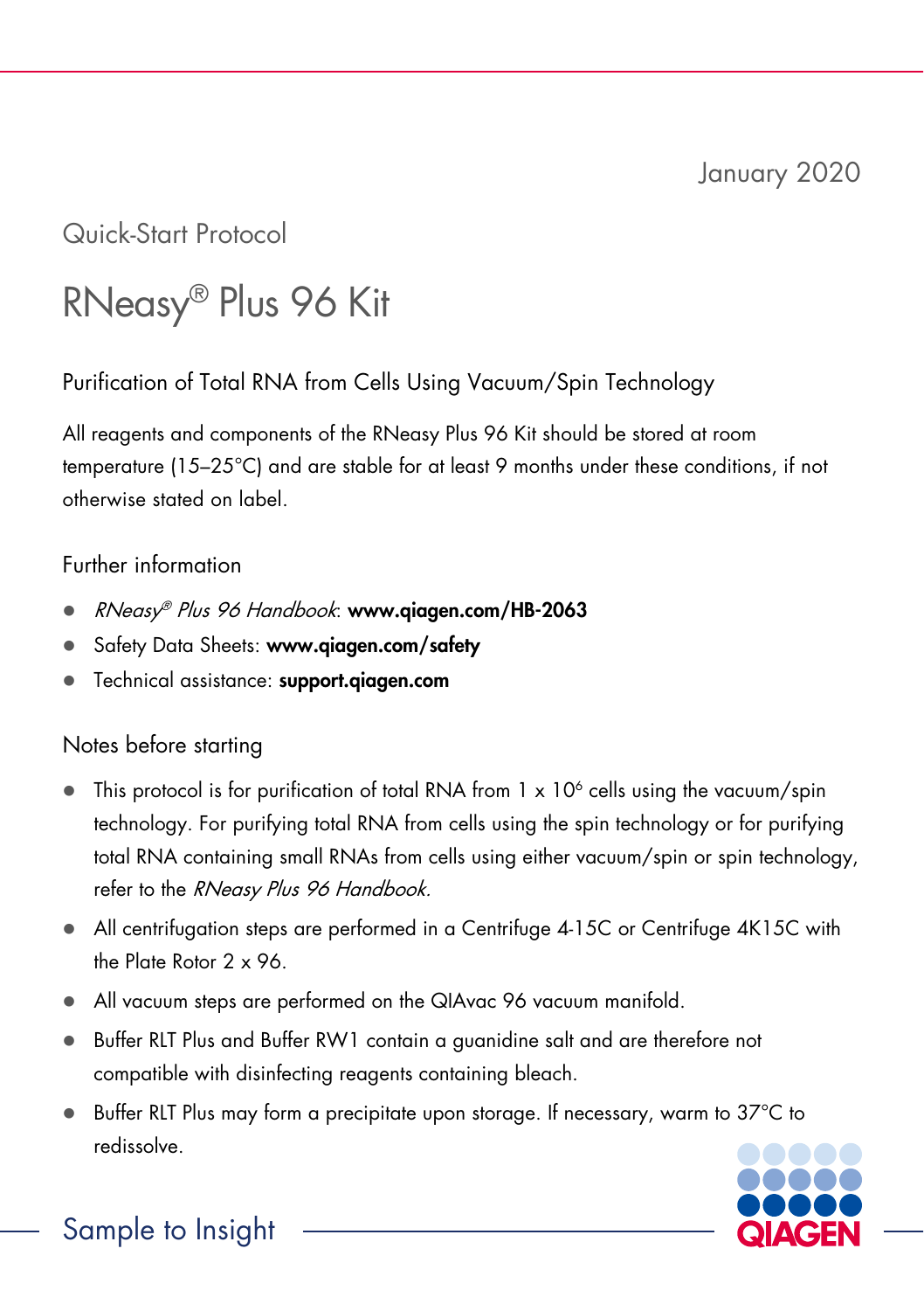January 2020

Quick-Start Protocol

# RNeasy® Plus 96 Kit

## Purification of Total RNA from Cells Using Vacuum/Spin Technology

All reagents and components of the RNeasy Plus 96 Kit should be stored at room temperature (15–25°C) and are stable for at least 9 months under these conditions, if not otherwise stated on label.

### Further information

- *RNeasy® Plus 96 Handbook*: **www.qiagen.com/HB-2063**
- Safety Data Sheets: **www.qiagen.com/safety**
- Technical assistance: **support.qiagen.com**

### Notes before starting

- This protocol is for purification of total RNA from 1 x $10^6$ cells using the vacuum/spin technology. For purifying total RNA from cells using the spin technology or for purifying total RNA containing small RNAs from cells using either vacuum/spin or spin technology, refer to the *RNeasy Plus 96 Handbook.*
- All centrifugation steps are performed in a Centrifuge 4-15C or Centrifuge 4K15C with the Plate Rotor 2 x 96.
- All vacuum steps are performed on the QIAvac 96 vacuum manifold.
- Buffer RLT Plus and Buffer RW1 contain a guanidine salt and are therefore not compatible with disinfecting reagents containing bleach.
- Buffer RLT Plus may form a precipitate upon storage. If necessary, warm to 37°C to redissolve.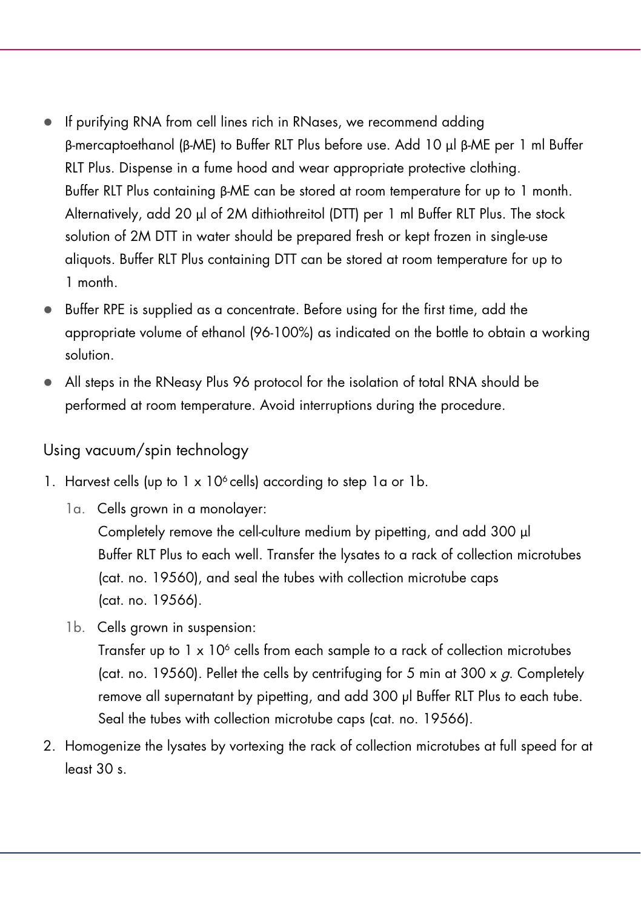- If purifying RNA from cell lines rich in RNases, we recommend adding β-mercaptoethanol (β-ME) to Buffer RLT Plus before use. Add 10 µl β-ME per 1 ml Buffer RLT Plus. Dispense in a fume hood and wear appropriate protective clothing. Buffer RLT Plus containing β-ME can be stored at room temperature for up to 1 month. Alternatively, add 20 µl of 2M dithiothreitol (DTT) per 1 ml Buffer RLT Plus. The stock solution of 2M DTT in water should be prepared fresh or kept frozen in single-use aliquots. Buffer RLT Plus containing DTT can be stored at room temperature for up to 1 month.
- Buffer RPE is supplied as a concentrate. Before using for the first time, add the appropriate volume of ethanol (96-100%) as indicated on the bottle to obtain a working solution.
- All steps in the RNeasy Plus 96 protocol for the isolation of total RNA should be performed at room temperature. Avoid interruptions during the procedure.

## Using vacuum/spin technology

1. Harvest cells (up to $1 \times 10^6$ cells) according to step 1a or 1b.

   1a. Cells grown in a monolayer:
   Completely remove the cell-culture medium by pipetting, and add 300 µl Buffer RLT Plus to each well. Transfer the lysates to a rack of collection microtubes (cat. no. 19560), and seal the tubes with collection microtube caps (cat. no. 19566).

   1b. Cells grown in suspension:
   Transfer up to $1 \times 10^6$ cells from each sample to a rack of collection microtubes (cat. no. 19560). Pellet the cells by centrifuging for 5 min at 300 x *g*. Completely remove all supernatant by pipetting, and add 300 µl Buffer RLT Plus to each tube. Seal the tubes with collection microtube caps (cat. no. 19566).

2. Homogenize the lysates by vortexing the rack of collection microtubes at full speed for at least 30 s.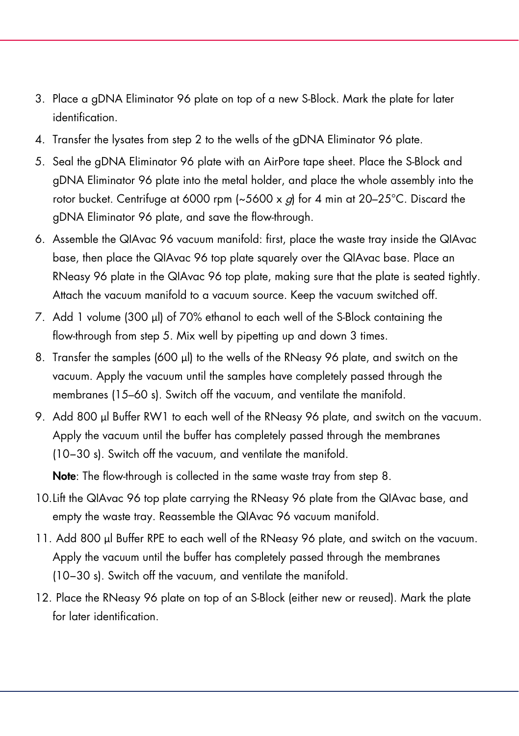3. Place a gDNA Eliminator 96 plate on top of a new S-Block. Mark the plate for later identification.
4. Transfer the lysates from step 2 to the wells of the gDNA Eliminator 96 plate.
5. Seal the gDNA Eliminator 96 plate with an AirPore tape sheet. Place the S-Block and gDNA Eliminator 96 plate into the metal holder, and place the whole assembly into the rotor bucket. Centrifuge at 6000 rpm (~5600 x *g*) for 4 min at 20–25°C. Discard the gDNA Eliminator 96 plate, and save the flow-through.
6. Assemble the QIAvac 96 vacuum manifold: first, place the waste tray inside the QIAvac base, then place the QIAvac 96 top plate squarely over the QIAvac base. Place an RNeasy 96 plate in the QIAvac 96 top plate, making sure that the plate is seated tightly. Attach the vacuum manifold to a vacuum source. Keep the vacuum switched off.
7. Add 1 volume (300 µl) of 70% ethanol to each well of the S-Block containing the flow-through from step 5. Mix well by pipetting up and down 3 times.
8. Transfer the samples (600 µl) to the wells of the RNeasy 96 plate, and switch on the vacuum. Apply the vacuum until the samples have completely passed through the membranes (15–60 s). Switch off the vacuum, and ventilate the manifold.
9. Add 800 µl Buffer RW1 to each well of the RNeasy 96 plate, and switch on the vacuum. Apply the vacuum until the buffer has completely passed through the membranes (10–30 s). Switch off the vacuum, and ventilate the manifold.

   **Note**: The flow-through is collected in the same waste tray from step 8.
10. Lift the QIAvac 96 top plate carrying the RNeasy 96 plate from the QIAvac base, and empty the waste tray. Reassemble the QIAvac 96 vacuum manifold.
11. Add 800 µl Buffer RPE to each well of the RNeasy 96 plate, and switch on the vacuum. Apply the vacuum until the buffer has completely passed through the membranes (10–30 s). Switch off the vacuum, and ventilate the manifold.
12. Place the RNeasy 96 plate on top of an S-Block (either new or reused). Mark the plate for later identification.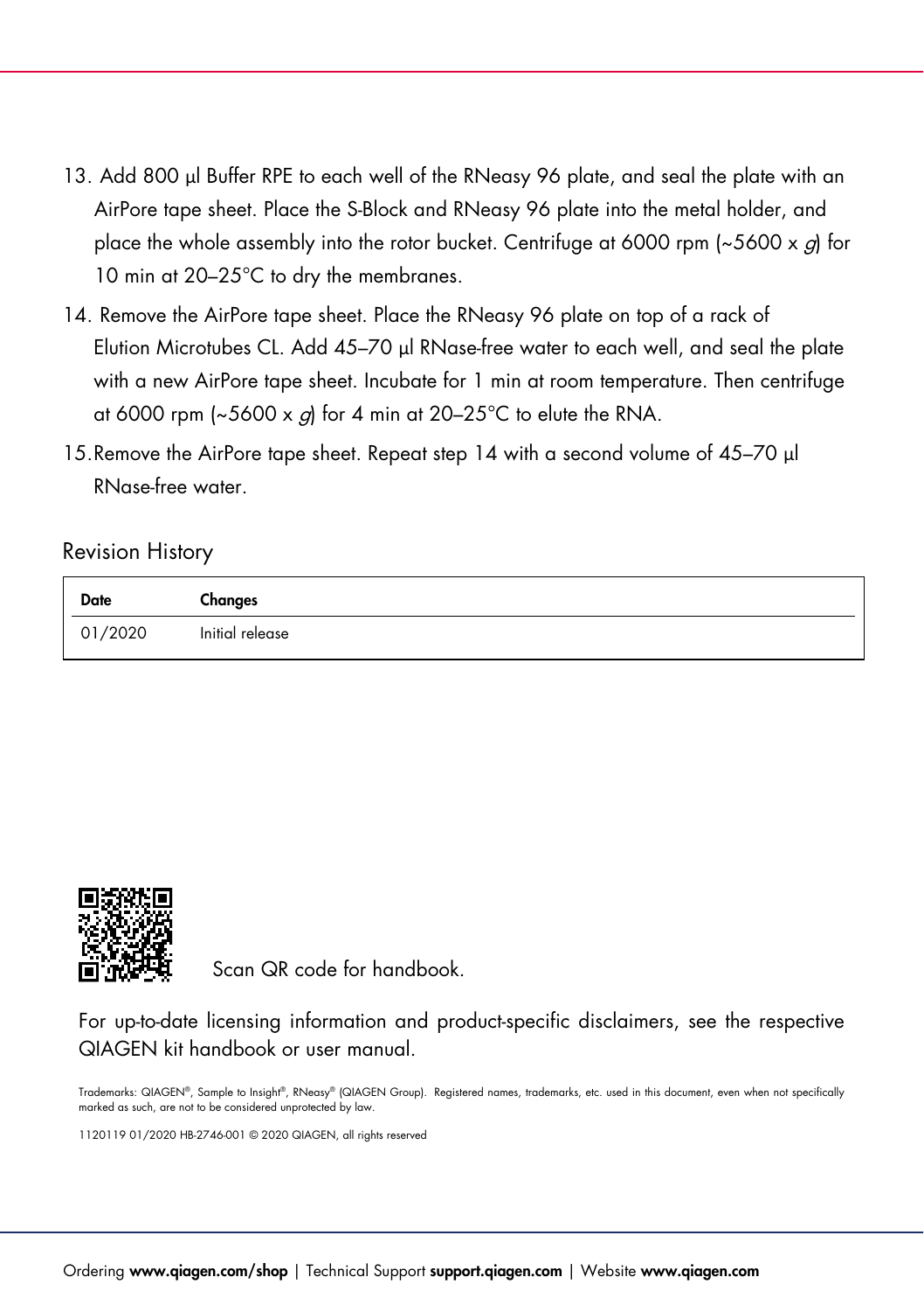13. Add 800 µl Buffer RPE to each well of the RNeasy 96 plate, and seal the plate with an AirPore tape sheet. Place the S-Block and RNeasy 96 plate into the metal holder, and place the whole assembly into the rotor bucket. Centrifuge at 6000 rpm (~5600 x *g*) for 10 min at 20–25°C to dry the membranes.
14. Remove the AirPore tape sheet. Place the RNeasy 96 plate on top of a rack of Elution Microtubes CL. Add 45–70 µl RNase-free water to each well, and seal the plate with a new AirPore tape sheet. Incubate for 1 min at room temperature. Then centrifuge at 6000 rpm (~5600 x *g*) for 4 min at 20–25°C to elute the RNA.
15. Remove the AirPore tape sheet. Repeat step 14 with a second volume of 45–70 µl RNase-free water.

## Revision History

| Date | Changes |
|---|---|
| 01/2020 | Initial release |

Scan QR code for handbook.

For up-to-date licensing information and product-specific disclaimers, see the respective QIAGEN kit handbook or user manual.

Trademarks: QIAGEN®, Sample to Insight®, RNeasy® (QIAGEN Group). Registered names, trademarks, etc. used in this document, even when not specifically marked as such, are not to be considered unprotected by law.

1120119 01/2020 HB-2746-001 © 2020 QIAGEN, all rights reserved

Ordering **www.qiagen.com/shop** | Technical Support **support.qiagen.com** | Website **www.qiagen.com**